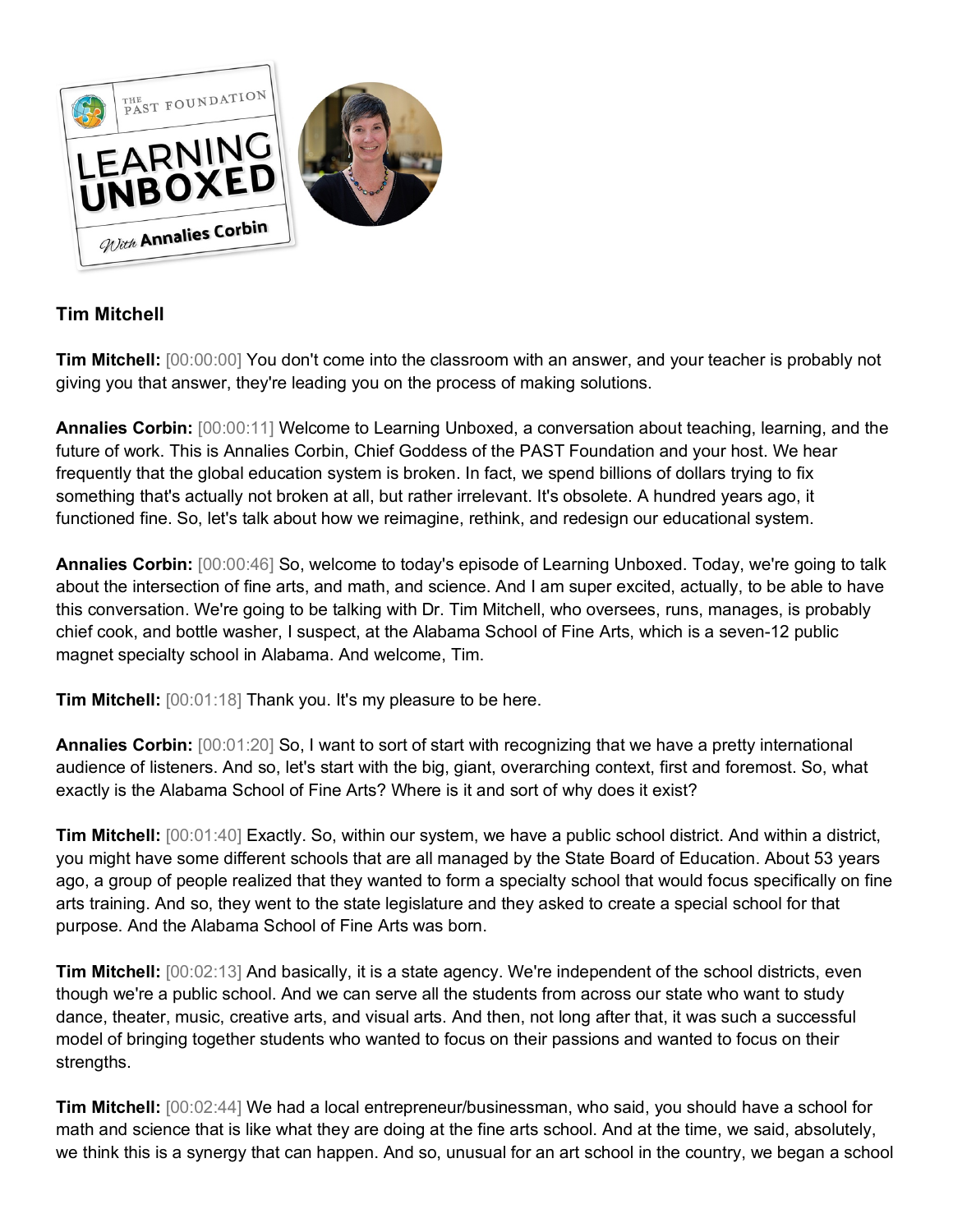## Tim Mitchell

**Tim Mitchell:** [00:00:00] You don't come into the classroom with an answer, and your teacher is probably not giving you that answer, they're leading you on the process of making solutions.

**Annalies Corbin:** [00:00:11] Welcome to Learning Unboxed, a conversation about teaching, learning, and the future of work. This is Annalies Corbin, Chief Goddess of the PAST Foundation and your host. We hear frequently that the global education system is broken. In fact, we spend billions of dollars trying to fix something that's actually not broken at all, but rather irrelevant. It's obsolete. A hundred years ago, it functioned fine. So, let's talk about how we reimagine, rethink, and redesign our educational system.

**Annalies Corbin:** [00:00:46] So, welcome to today's episode of Learning Unboxed. Today, we're going to talk about the intersection of fine arts, and math, and science. And I am super excited, actually, to be able to have this conversation. We're going to be talking with Dr. Tim Mitchell, who oversees, runs, manages, is probably chief cook, and bottle washer, I suspect, at the Alabama School of Fine Arts, which is a seven-12 public magnet specialty school in Alabama. And welcome, Tim.

**Tim Mitchell:** [00:01:18] Thank you. It's my pleasure to be here.

**Annalies Corbin:** [00:01:20] So, I want to sort of start with recognizing that we have a pretty international audience of listeners. And so, let's start with the big, giant, overarching context, first and foremost. So, what exactly is the Alabama School of Fine Arts? Where is it and sort of why does it exist?

**Tim Mitchell:** [00:01:40] Exactly. So, within our system, we have a public school district. And within a district, you might have some different schools that are all managed by the State Board of Education. About 53 years ago, a group of people realized that they wanted to form a specialty school that would focus specifically on fine arts training. And so, they went to the state legislature and they asked to create a special school for that purpose. And the Alabama School of Fine Arts was born.

**Tim Mitchell:** [00:02:13] And basically, it is a state agency. We're independent of the school districts, even though we're a public school. And we can serve all the students from across our state who want to study dance, theater, music, creative arts, and visual arts. And then, not long after that, it was such a successful model of bringing together students who wanted to focus on their passions and wanted to focus on their strengths.

**Tim Mitchell:** [00:02:44] We had a local entrepreneur/businessman, who said, you should have a school for math and science that is like what they are doing at the fine arts school. And at the time, we said, absolutely, we think this is a synergy that can happen. And so, unusual for an art school in the country, we began a school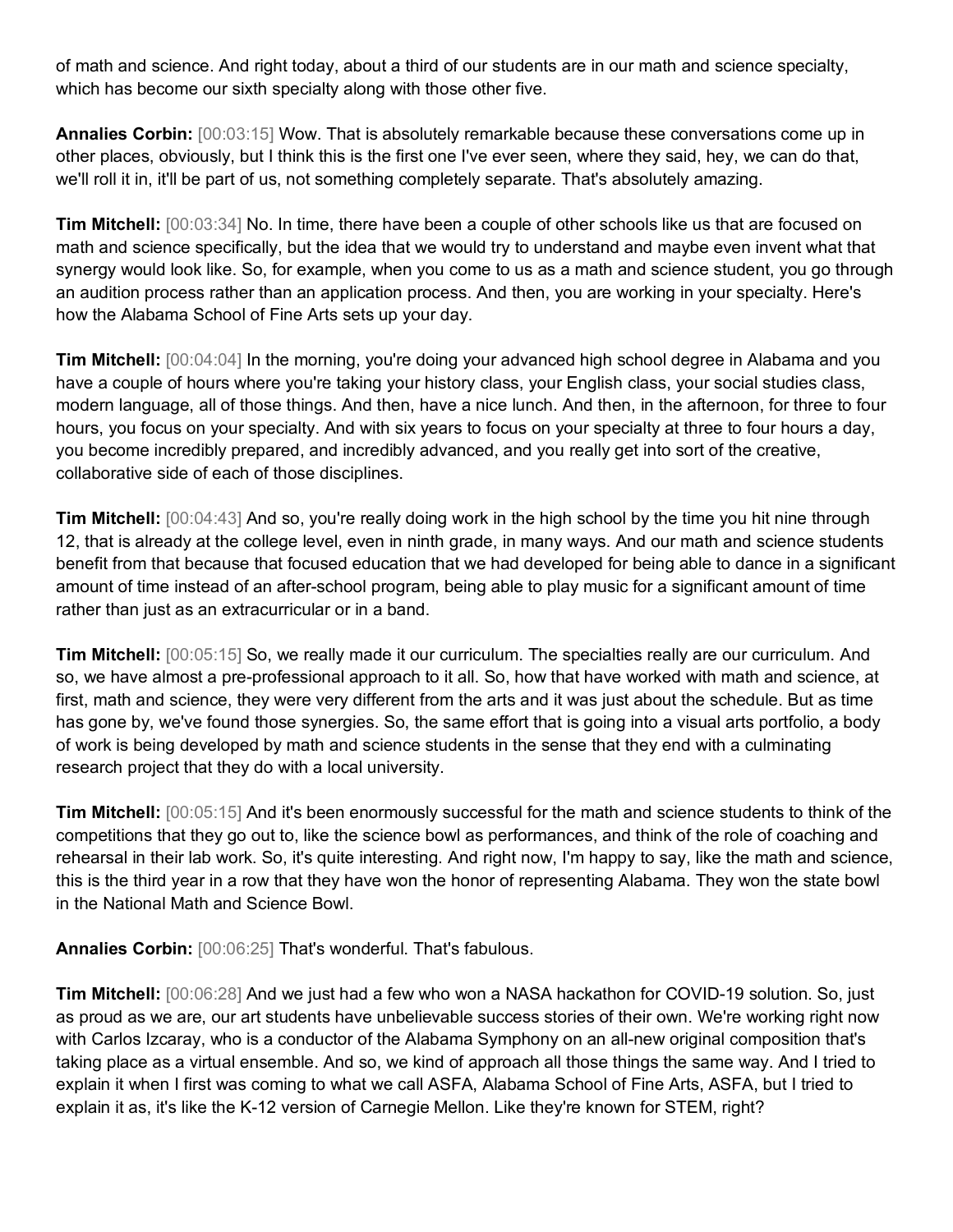of math and science. And right today, about a third of our students are in our math and science specialty, which has become our sixth specialty along with those other five.

**Annalies Corbin:** [00:03:15] Wow. That is absolutely remarkable because these conversations come up in other places, obviously, but I think this is the first one I've ever seen, where they said, hey, we can do that, we'll roll it in, it'll be part of us, not something completely separate. That's absolutely amazing.

**Tim Mitchell:** [00:03:34] No. In time, there have been a couple of other schools like us that are focused on math and science specifically, but the idea that we would try to understand and maybe even invent what that synergy would look like. So, for example, when you come to us as a math and science student, you go through an audition process rather than an application process. And then, you are working in your specialty. Here's how the Alabama School of Fine Arts sets up your day.

**Tim Mitchell:** [00:04:04] In the morning, you're doing your advanced high school degree in Alabama and you have a couple of hours where you're taking your history class, your English class, your social studies class, modern language, all of those things. And then, have a nice lunch. And then, in the afternoon, for three to four hours, you focus on your specialty. And with six years to focus on your specialty at three to four hours a day, you become incredibly prepared, and incredibly advanced, and you really get into sort of the creative, collaborative side of each of those disciplines.

**Tim Mitchell:** [00:04:43] And so, you're really doing work in the high school by the time you hit nine through 12, that is already at the college level, even in ninth grade, in many ways. And our math and science students benefit from that because that focused education that we had developed for being able to dance in a significant amount of time instead of an after-school program, being able to play music for a significant amount of time rather than just as an extracurricular or in a band.

**Tim Mitchell:** [00:05:15] So, we really made it our curriculum. The specialties really are our curriculum. And so, we have almost a pre-professional approach to it all. So, how that have worked with math and science, at first, math and science, they were very different from the arts and it was just about the schedule. But as time has gone by, we've found those synergies. So, the same effort that is going into a visual arts portfolio, a body of work is being developed by math and science students in the sense that they end with a culminating research project that they do with a local university.

**Tim Mitchell:** [00:05:15] And it's been enormously successful for the math and science students to think of the competitions that they go out to, like the science bowl as performances, and think of the role of coaching and rehearsal in their lab work. So, it's quite interesting. And right now, I'm happy to say, like the math and science, this is the third year in a row that they have won the honor of representing Alabama. They won the state bowl in the National Math and Science Bowl.

**Annalies Corbin:** [00:06:25] That's wonderful. That's fabulous.

**Tim Mitchell:** [00:06:28] And we just had a few who won a NASA hackathon for COVID-19 solution. So, just as proud as we are, our art students have unbelievable success stories of their own. We're working right now with Carlos Izcaray, who is a conductor of the Alabama Symphony on an all-new original composition that's taking place as a virtual ensemble. And so, we kind of approach all those things the same way. And I tried to explain it when I first was coming to what we call ASFA, Alabama School of Fine Arts, ASFA, but I tried to explain it as, it's like the K-12 version of Carnegie Mellon. Like they're known for STEM, right?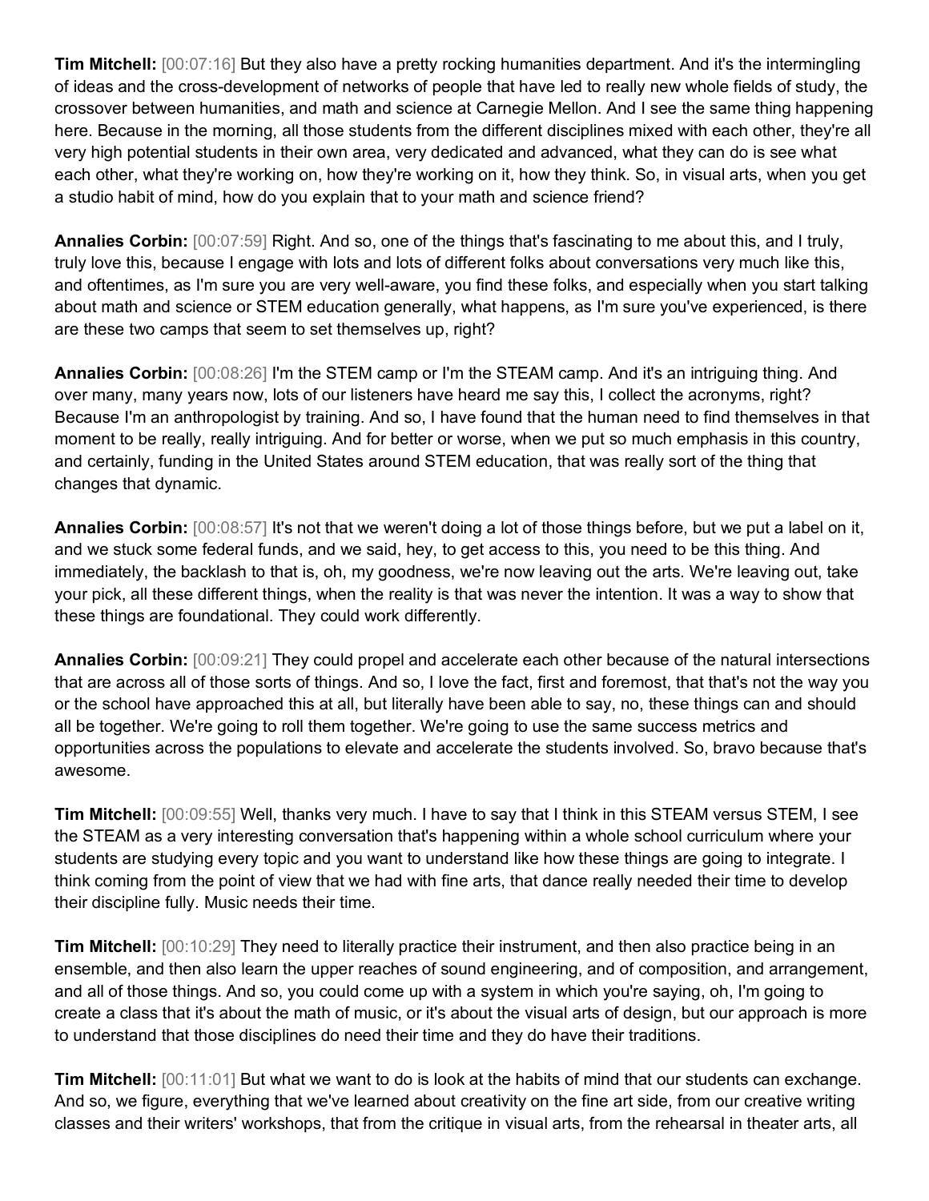**Tim Mitchell:** [00:07:16] But they also have a pretty rocking humanities department. And it's the intermingling of ideas and the cross-development of networks of people that have led to really new whole fields of study, the crossover between humanities, and math and science at Carnegie Mellon. And I see the same thing happening here. Because in the morning, all those students from the different disciplines mixed with each other, they're all very high potential students in their own area, very dedicated and advanced, what they can do is see what each other, what they're working on, how they're working on it, how they think. So, in visual arts, when you get a studio habit of mind, how do you explain that to your math and science friend?

**Annalies Corbin:** [00:07:59] Right. And so, one of the things that's fascinating to me about this, and I truly, truly love this, because I engage with lots and lots of different folks about conversations very much like this, and oftentimes, as I'm sure you are very well-aware, you find these folks, and especially when you start talking about math and science or STEM education generally, what happens, as I'm sure you've experienced, is there are these two camps that seem to set themselves up, right?

**Annalies Corbin:** [00:08:26] I'm the STEM camp or I'm the STEAM camp. And it's an intriguing thing. And over many, many years now, lots of our listeners have heard me say this, I collect the acronyms, right? Because I'm an anthropologist by training. And so, I have found that the human need to find themselves in that moment to be really, really intriguing. And for better or worse, when we put so much emphasis in this country, and certainly, funding in the United States around STEM education, that was really sort of the thing that changes that dynamic.

**Annalies Corbin:** [00:08:57] It's not that we weren't doing a lot of those things before, but we put a label on it, and we stuck some federal funds, and we said, hey, to get access to this, you need to be this thing. And immediately, the backlash to that is, oh, my goodness, we're now leaving out the arts. We're leaving out, take your pick, all these different things, when the reality is that was never the intention. It was a way to show that these things are foundational. They could work differently.

**Annalies Corbin:** [00:09:21] They could propel and accelerate each other because of the natural intersections that are across all of those sorts of things. And so, I love the fact, first and foremost, that that's not the way you or the school have approached this at all, but literally have been able to say, no, these things can and should all be together. We're going to roll them together. We're going to use the same success metrics and opportunities across the populations to elevate and accelerate the students involved. So, bravo because that's awesome.

**Tim Mitchell:** [00:09:55] Well, thanks very much. I have to say that I think in this STEAM versus STEM, I see the STEAM as a very interesting conversation that's happening within a whole school curriculum where your students are studying every topic and you want to understand like how these things are going to integrate. I think coming from the point of view that we had with fine arts, that dance really needed their time to develop their discipline fully. Music needs their time.

**Tim Mitchell:** [00:10:29] They need to literally practice their instrument, and then also practice being in an ensemble, and then also learn the upper reaches of sound engineering, and of composition, and arrangement, and all of those things. And so, you could come up with a system in which you're saying, oh, I'm going to create a class that it's about the math of music, or it's about the visual arts of design, but our approach is more to understand that those disciplines do need their time and they do have their traditions.

**Tim Mitchell:** [00:11:01] But what we want to do is look at the habits of mind that our students can exchange. And so, we figure, everything that we've learned about creativity on the fine art side, from our creative writing classes and their writers' workshops, that from the critique in visual arts, from the rehearsal in theater arts, all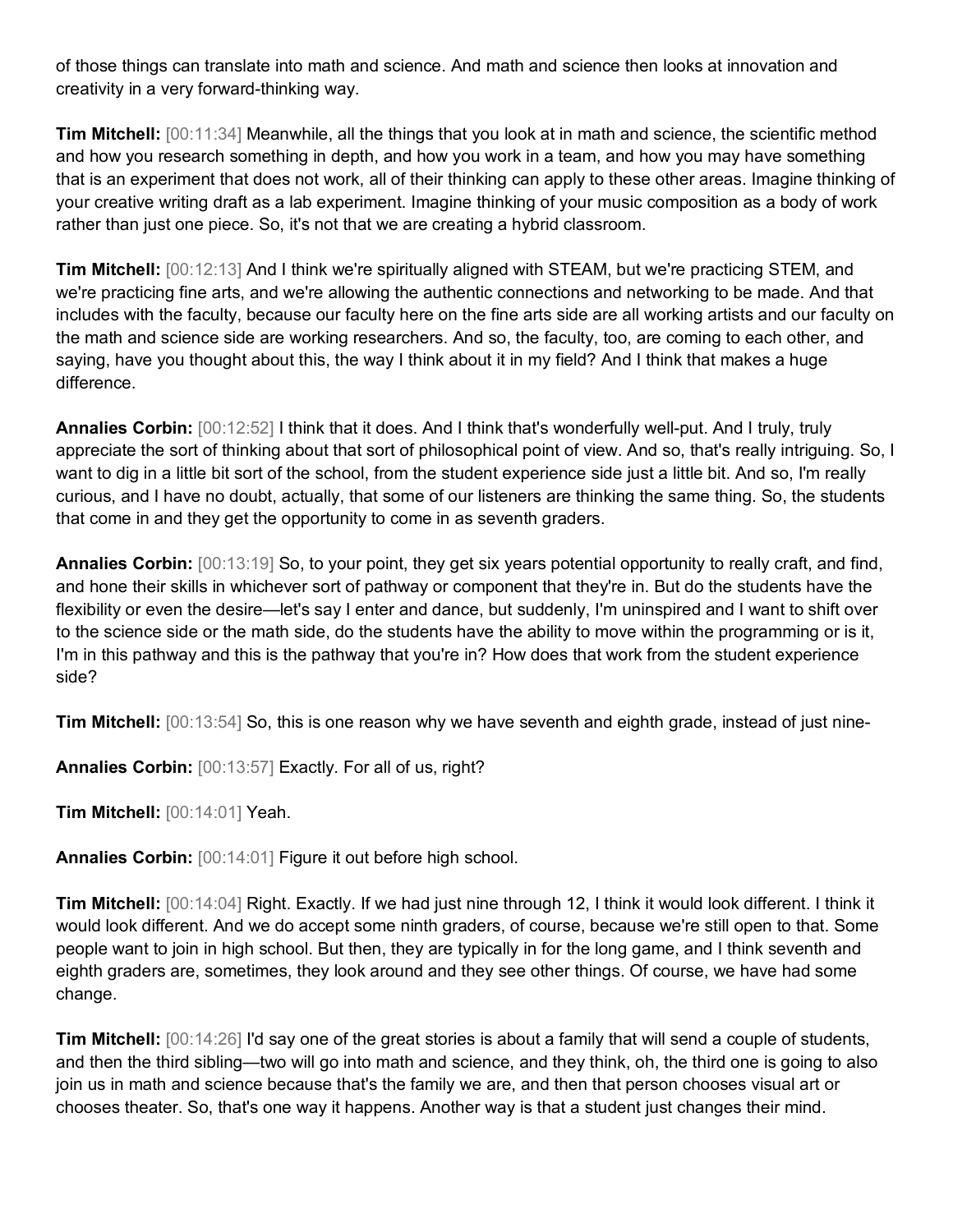of those things can translate into math and science. And math and science then looks at innovation and creativity in a very forward-thinking way.

**Tim Mitchell:** [00:11:34] Meanwhile, all the things that you look at in math and science, the scientific method and how you research something in depth, and how you work in a team, and how you may have something that is an experiment that does not work, all of their thinking can apply to these other areas. Imagine thinking of your creative writing draft as a lab experiment. Imagine thinking of your music composition as a body of work rather than just one piece. So, it's not that we are creating a hybrid classroom.

**Tim Mitchell:** [00:12:13] And I think we're spiritually aligned with STEAM, but we're practicing STEM, and we're practicing fine arts, and we're allowing the authentic connections and networking to be made. And that includes with the faculty, because our faculty here on the fine arts side are all working artists and our faculty on the math and science side are working researchers. And so, the faculty, too, are coming to each other, and saying, have you thought about this, the way I think about it in my field? And I think that makes a huge difference.

**Annalies Corbin:** [00:12:52] I think that it does. And I think that's wonderfully well-put. And I truly, truly appreciate the sort of thinking about that sort of philosophical point of view. And so, that's really intriguing. So, I want to dig in a little bit sort of the school, from the student experience side just a little bit. And so, I'm really curious, and I have no doubt, actually, that some of our listeners are thinking the same thing. So, the students that come in and they get the opportunity to come in as seventh graders.

**Annalies Corbin:** [00:13:19] So, to your point, they get six years potential opportunity to really craft, and find, and hone their skills in whichever sort of pathway or component that they're in. But do the students have the flexibility or even the desire—let's say I enter and dance, but suddenly, I'm uninspired and I want to shift over to the science side or the math side, do the students have the ability to move within the programming or is it, I'm in this pathway and this is the pathway that you're in? How does that work from the student experience side?

**Tim Mitchell:** [00:13:54] So, this is one reason why we have seventh and eighth grade, instead of just nine-

**Annalies Corbin:** [00:13:57] Exactly. For all of us, right?

**Tim Mitchell:** [00:14:01] Yeah.

**Annalies Corbin:** [00:14:01] Figure it out before high school.

**Tim Mitchell:** [00:14:04] Right. Exactly. If we had just nine through 12, I think it would look different. I think it would look different. And we do accept some ninth graders, of course, because we're still open to that. Some people want to join in high school. But then, they are typically in for the long game, and I think seventh and eighth graders are, sometimes, they look around and they see other things. Of course, we have had some change.

**Tim Mitchell:** [00:14:26] I'd say one of the great stories is about a family that will send a couple of students, and then the third sibling—two will go into math and science, and they think, oh, the third one is going to also join us in math and science because that's the family we are, and then that person chooses visual art or chooses theater. So, that's one way it happens. Another way is that a student just changes their mind.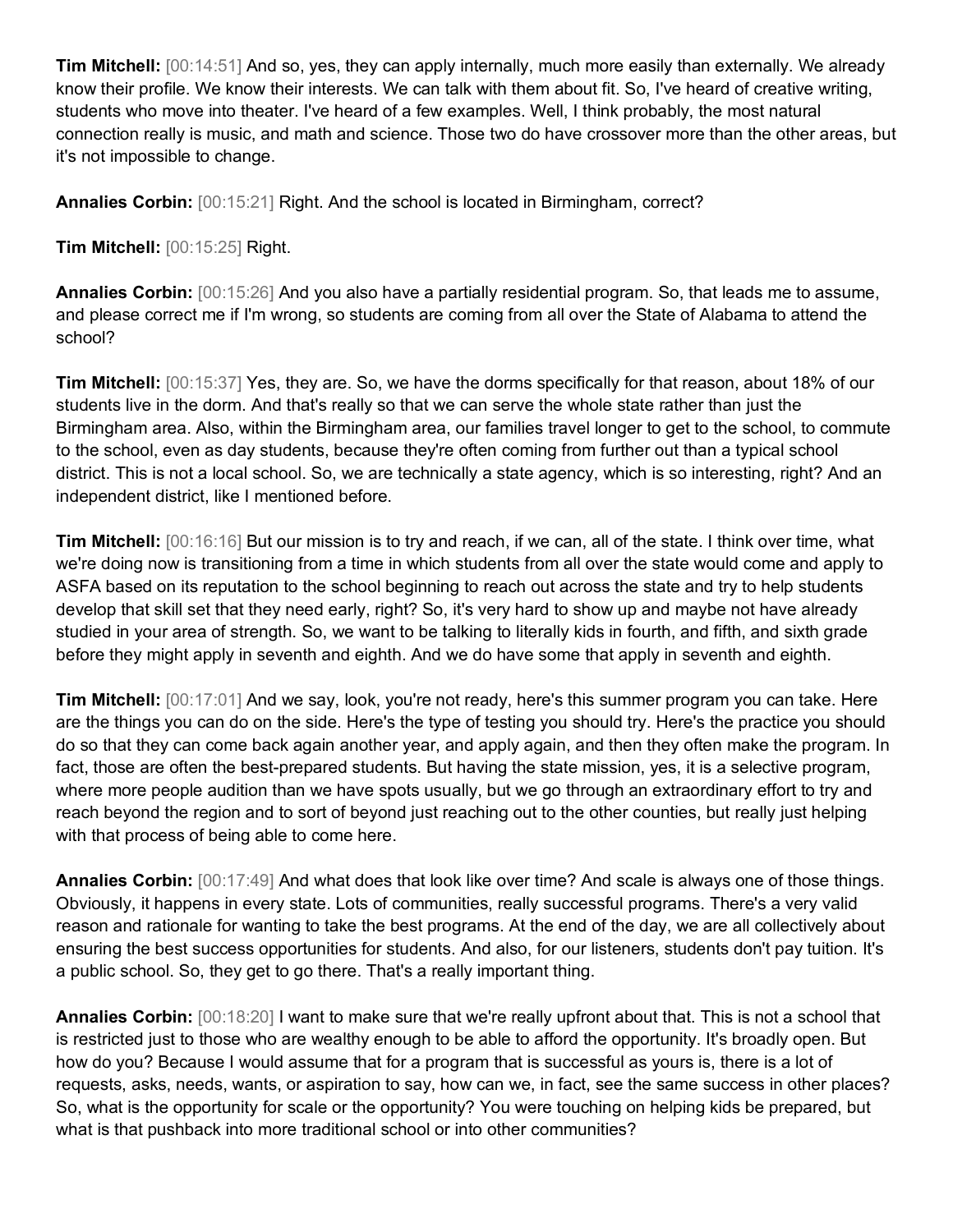**Tim Mitchell:** [00:14:51] And so, yes, they can apply internally, much more easily than externally. We already know their profile. We know their interests. We can talk with them about fit. So, I've heard of creative writing, students who move into theater. I've heard of a few examples. Well, I think probably, the most natural connection really is music, and math and science. Those two do have crossover more than the other areas, but it's not impossible to change.

**Annalies Corbin:** [00:15:21] Right. And the school is located in Birmingham, correct?

**Tim Mitchell:** [00:15:25] Right.

**Annalies Corbin:** [00:15:26] And you also have a partially residential program. So, that leads me to assume, and please correct me if I'm wrong, so students are coming from all over the State of Alabama to attend the school?

**Tim Mitchell:** [00:15:37] Yes, they are. So, we have the dorms specifically for that reason, about 18% of our students live in the dorm. And that's really so that we can serve the whole state rather than just the Birmingham area. Also, within the Birmingham area, our families travel longer to get to the school, to commute to the school, even as day students, because they're often coming from further out than a typical school district. This is not a local school. So, we are technically a state agency, which is so interesting, right? And an independent district, like I mentioned before.

**Tim Mitchell:** [00:16:16] But our mission is to try and reach, if we can, all of the state. I think over time, what we're doing now is transitioning from a time in which students from all over the state would come and apply to ASFA based on its reputation to the school beginning to reach out across the state and try to help students develop that skill set that they need early, right? So, it's very hard to show up and maybe not have already studied in your area of strength. So, we want to be talking to literally kids in fourth, and fifth, and sixth grade before they might apply in seventh and eighth. And we do have some that apply in seventh and eighth.

**Tim Mitchell:** [00:17:01] And we say, look, you're not ready, here's this summer program you can take. Here are the things you can do on the side. Here's the type of testing you should try. Here's the practice you should do so that they can come back again another year, and apply again, and then they often make the program. In fact, those are often the best-prepared students. But having the state mission, yes, it is a selective program, where more people audition than we have spots usually, but we go through an extraordinary effort to try and reach beyond the region and to sort of beyond just reaching out to the other counties, but really just helping with that process of being able to come here.

**Annalies Corbin:** [00:17:49] And what does that look like over time? And scale is always one of those things. Obviously, it happens in every state. Lots of communities, really successful programs. There's a very valid reason and rationale for wanting to take the best programs. At the end of the day, we are all collectively about ensuring the best success opportunities for students. And also, for our listeners, students don't pay tuition. It's a public school. So, they get to go there. That's a really important thing.

**Annalies Corbin:** [00:18:20] I want to make sure that we're really upfront about that. This is not a school that is restricted just to those who are wealthy enough to be able to afford the opportunity. It's broadly open. But how do you? Because I would assume that for a program that is successful as yours is, there is a lot of requests, asks, needs, wants, or aspiration to say, how can we, in fact, see the same success in other places? So, what is the opportunity for scale or the opportunity? You were touching on helping kids be prepared, but what is that pushback into more traditional school or into other communities?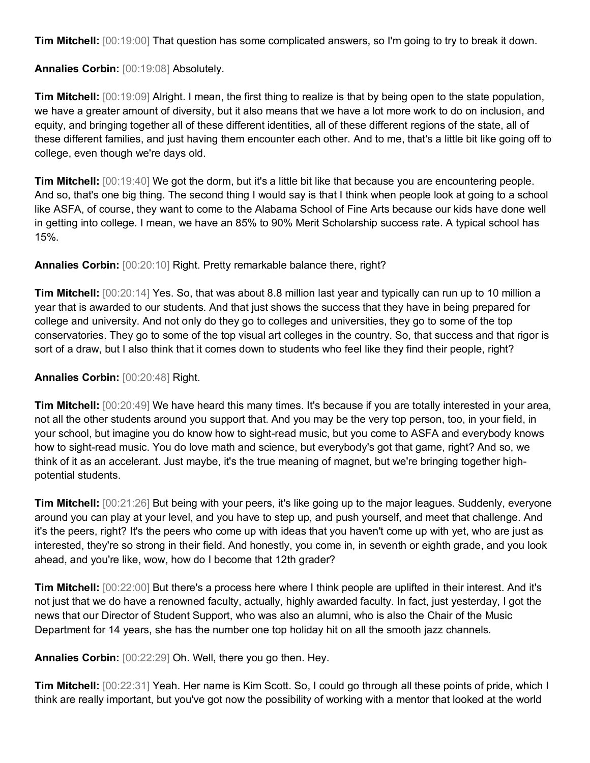**Tim Mitchell:** [00:19:00] That question has some complicated answers, so I'm going to try to break it down.

**Annalies Corbin:** [00:19:08] Absolutely.

**Tim Mitchell:** [00:19:09] Alright. I mean, the first thing to realize is that by being open to the state population, we have a greater amount of diversity, but it also means that we have a lot more work to do on inclusion, and equity, and bringing together all of these different identities, all of these different regions of the state, all of these different families, and just having them encounter each other. And to me, that's a little bit like going off to college, even though we're days old.

**Tim Mitchell:** [00:19:40] We got the dorm, but it's a little bit like that because you are encountering people. And so, that's one big thing. The second thing I would say is that I think when people look at going to a school like ASFA, of course, they want to come to the Alabama School of Fine Arts because our kids have done well in getting into college. I mean, we have an 85% to 90% Merit Scholarship success rate. A typical school has 15%.

**Annalies Corbin:** [00:20:10] Right. Pretty remarkable balance there, right?

**Tim Mitchell:** [00:20:14] Yes. So, that was about 8.8 million last year and typically can run up to 10 million a year that is awarded to our students. And that just shows the success that they have in being prepared for college and university. And not only do they go to colleges and universities, they go to some of the top conservatories. They go to some of the top visual art colleges in the country. So, that success and that rigor is sort of a draw, but I also think that it comes down to students who feel like they find their people, right?

**Annalies Corbin:** [00:20:48] Right.

**Tim Mitchell:** [00:20:49] We have heard this many times. It's because if you are totally interested in your area, not all the other students around you support that. And you may be the very top person, too, in your field, in your school, but imagine you do know how to sight-read music, but you come to ASFA and everybody knows how to sight-read music. You do love math and science, but everybody's got that game, right? And so, we think of it as an accelerant. Just maybe, it's the true meaning of magnet, but we're bringing together high-potential students.

**Tim Mitchell:** [00:21:26] But being with your peers, it's like going up to the major leagues. Suddenly, everyone around you can play at your level, and you have to step up, and push yourself, and meet that challenge. And it's the peers, right? It's the peers who come up with ideas that you haven't come up with yet, who are just as interested, they're so strong in their field. And honestly, you come in, in seventh or eighth grade, and you look ahead, and you're like, wow, how do I become that 12th grader?

**Tim Mitchell:** [00:22:00] But there's a process here where I think people are uplifted in their interest. And it's not just that we do have a renowned faculty, actually, highly awarded faculty. In fact, just yesterday, I got the news that our Director of Student Support, who was also an alumni, who is also the Chair of the Music Department for 14 years, she has the number one top holiday hit on all the smooth jazz channels.

**Annalies Corbin:** [00:22:29] Oh. Well, there you go then. Hey.

**Tim Mitchell:** [00:22:31] Yeah. Her name is Kim Scott. So, I could go through all these points of pride, which I think are really important, but you've got now the possibility of working with a mentor that looked at the world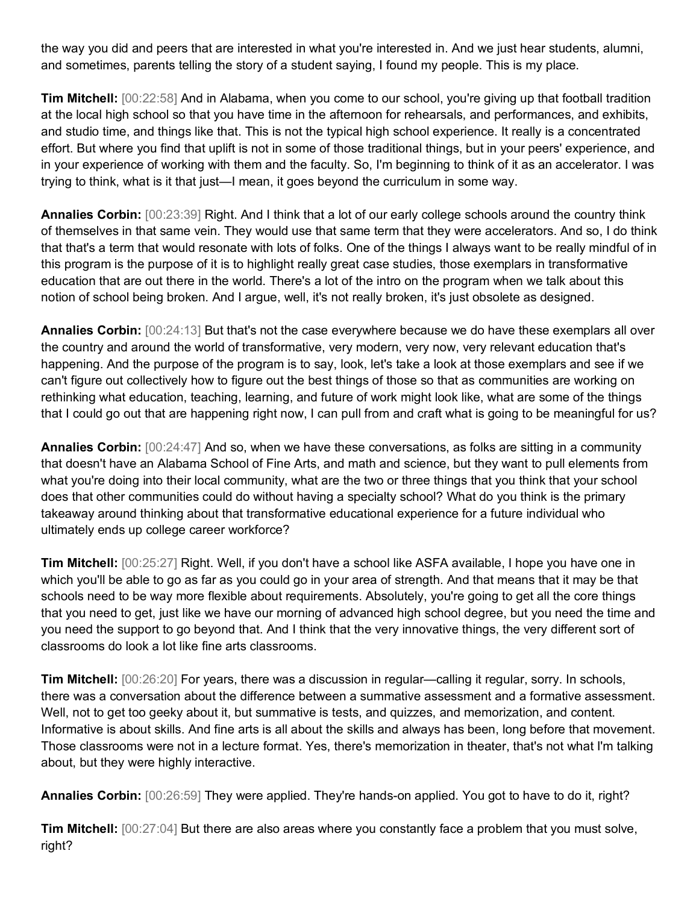the way you did and peers that are interested in what you're interested in. And we just hear students, alumni, and sometimes, parents telling the story of a student saying, I found my people. This is my place.

**Tim Mitchell:** [00:22:58] And in Alabama, when you come to our school, you're giving up that football tradition at the local high school so that you have time in the afternoon for rehearsals, and performances, and exhibits, and studio time, and things like that. This is not the typical high school experience. It really is a concentrated effort. But where you find that uplift is not in some of those traditional things, but in your peers' experience, and in your experience of working with them and the faculty. So, I'm beginning to think of it as an accelerator. I was trying to think, what is it that just—I mean, it goes beyond the curriculum in some way.

**Annalies Corbin:** [00:23:39] Right. And I think that a lot of our early college schools around the country think of themselves in that same vein. They would use that same term that they were accelerators. And so, I do think that that's a term that would resonate with lots of folks. One of the things I always want to be really mindful of in this program is the purpose of it is to highlight really great case studies, those exemplars in transformative education that are out there in the world. There's a lot of the intro on the program when we talk about this notion of school being broken. And I argue, well, it's not really broken, it's just obsolete as designed.

**Annalies Corbin:** [00:24:13] But that's not the case everywhere because we do have these exemplars all over the country and around the world of transformative, very modern, very now, very relevant education that's happening. And the purpose of the program is to say, look, let's take a look at those exemplars and see if we can't figure out collectively how to figure out the best things of those so that as communities are working on rethinking what education, teaching, learning, and future of work might look like, what are some of the things that I could go out that are happening right now, I can pull from and craft what is going to be meaningful for us?

**Annalies Corbin:** [00:24:47] And so, when we have these conversations, as folks are sitting in a community that doesn't have an Alabama School of Fine Arts, and math and science, but they want to pull elements from what you're doing into their local community, what are the two or three things that you think that your school does that other communities could do without having a specialty school? What do you think is the primary takeaway around thinking about that transformative educational experience for a future individual who ultimately ends up college career workforce?

**Tim Mitchell:** [00:25:27] Right. Well, if you don't have a school like ASFA available, I hope you have one in which you'll be able to go as far as you could go in your area of strength. And that means that it may be that schools need to be way more flexible about requirements. Absolutely, you're going to get all the core things that you need to get, just like we have our morning of advanced high school degree, but you need the time and you need the support to go beyond that. And I think that the very innovative things, the very different sort of classrooms do look a lot like fine arts classrooms.

**Tim Mitchell:** [00:26:20] For years, there was a discussion in regular—calling it regular, sorry. In schools, there was a conversation about the difference between a summative assessment and a formative assessment. Well, not to get too geeky about it, but summative is tests, and quizzes, and memorization, and content. Informative is about skills. And fine arts is all about the skills and always has been, long before that movement. Those classrooms were not in a lecture format. Yes, there's memorization in theater, that's not what I'm talking about, but they were highly interactive.

**Annalies Corbin:** [00:26:59] They were applied. They're hands-on applied. You got to have to do it, right?

**Tim Mitchell:** [00:27:04] But there are also areas where you constantly face a problem that you must solve, right?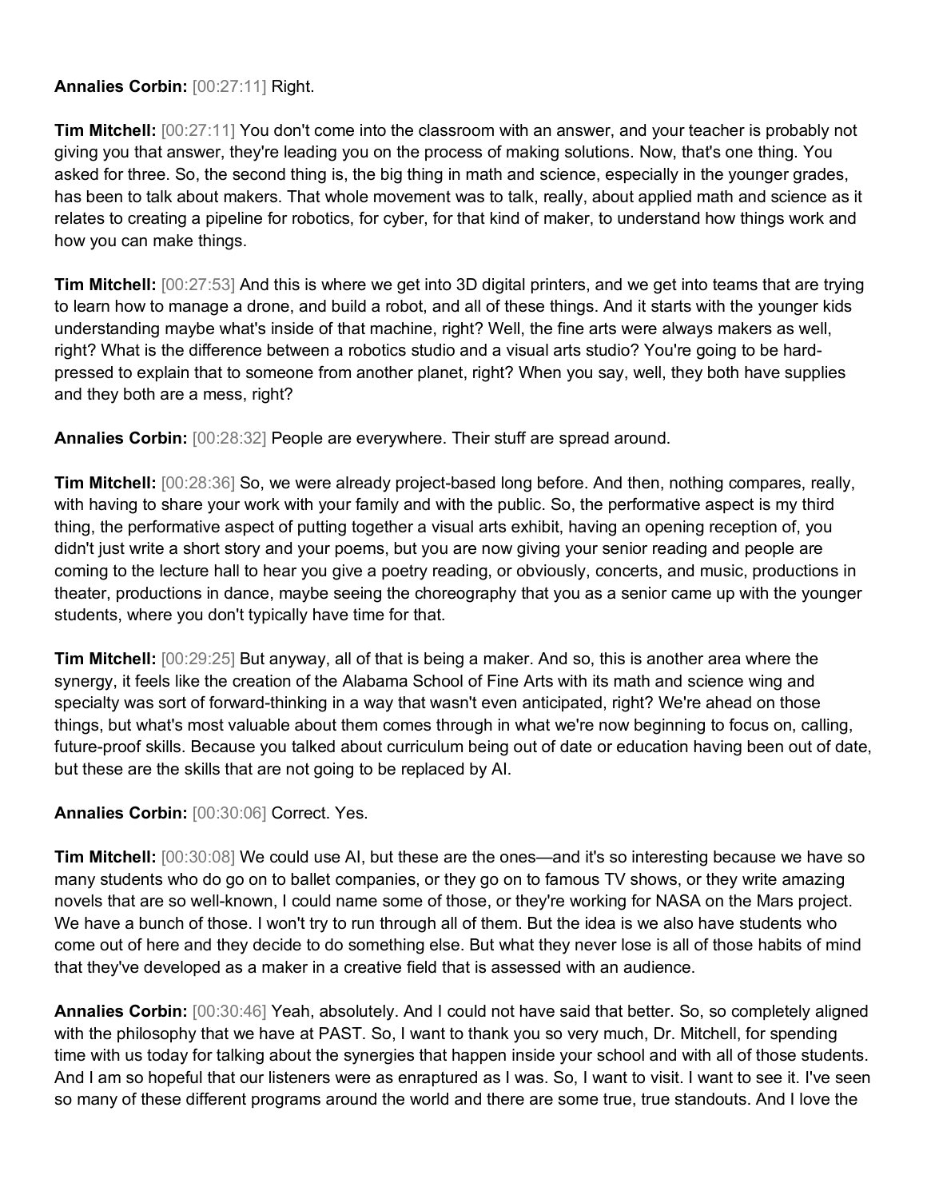**Annalies Corbin:** [00:27:11] Right.

**Tim Mitchell:** [00:27:11] You don't come into the classroom with an answer, and your teacher is probably not giving you that answer, they're leading you on the process of making solutions. Now, that's one thing. You asked for three. So, the second thing is, the big thing in math and science, especially in the younger grades, has been to talk about makers. That whole movement was to talk, really, about applied math and science as it relates to creating a pipeline for robotics, for cyber, for that kind of maker, to understand how things work and how you can make things.

**Tim Mitchell:** [00:27:53] And this is where we get into 3D digital printers, and we get into teams that are trying to learn how to manage a drone, and build a robot, and all of these things. And it starts with the younger kids understanding maybe what's inside of that machine, right? Well, the fine arts were always makers as well, right? What is the difference between a robotics studio and a visual arts studio? You're going to be hard-pressed to explain that to someone from another planet, right? When you say, well, they both have supplies and they both are a mess, right?

**Annalies Corbin:** [00:28:32] People are everywhere. Their stuff are spread around.

**Tim Mitchell:** [00:28:36] So, we were already project-based long before. And then, nothing compares, really, with having to share your work with your family and with the public. So, the performative aspect is my third thing, the performative aspect of putting together a visual arts exhibit, having an opening reception of, you didn't just write a short story and your poems, but you are now giving your senior reading and people are coming to the lecture hall to hear you give a poetry reading, or obviously, concerts, and music, productions in theater, productions in dance, maybe seeing the choreography that you as a senior came up with the younger students, where you don't typically have time for that.

**Tim Mitchell:** [00:29:25] But anyway, all of that is being a maker. And so, this is another area where the synergy, it feels like the creation of the Alabama School of Fine Arts with its math and science wing and specialty was sort of forward-thinking in a way that wasn't even anticipated, right? We're ahead on those things, but what's most valuable about them comes through in what we're now beginning to focus on, calling, future-proof skills. Because you talked about curriculum being out of date or education having been out of date, but these are the skills that are not going to be replaced by AI.

**Annalies Corbin:** [00:30:06] Correct. Yes.

**Tim Mitchell:** [00:30:08] We could use AI, but these are the ones—and it's so interesting because we have so many students who do go on to ballet companies, or they go on to famous TV shows, or they write amazing novels that are so well-known, I could name some of those, or they're working for NASA on the Mars project. We have a bunch of those. I won't try to run through all of them. But the idea is we also have students who come out of here and they decide to do something else. But what they never lose is all of those habits of mind that they've developed as a maker in a creative field that is assessed with an audience.

**Annalies Corbin:** [00:30:46] Yeah, absolutely. And I could not have said that better. So, so completely aligned with the philosophy that we have at PAST. So, I want to thank you so very much, Dr. Mitchell, for spending time with us today for talking about the synergies that happen inside your school and with all of those students. And I am so hopeful that our listeners were as enraptured as I was. So, I want to visit. I want to see it. I've seen so many of these different programs around the world and there are some true, true standouts. And I love the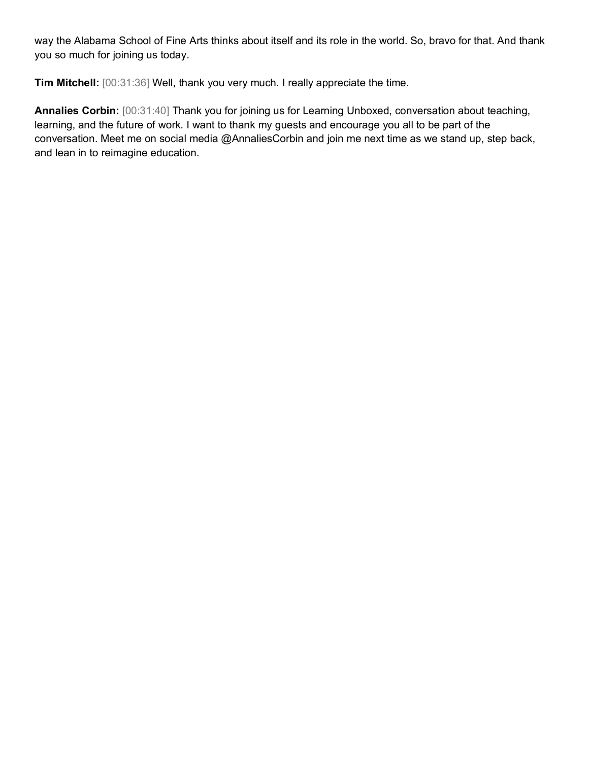way the Alabama School of Fine Arts thinks about itself and its role in the world. So, bravo for that. And thank you so much for joining us today.

**Tim Mitchell:** [00:31:36] Well, thank you very much. I really appreciate the time.

**Annalies Corbin:** [00:31:40] Thank you for joining us for Learning Unboxed, conversation about teaching, learning, and the future of work. I want to thank my guests and encourage you all to be part of the conversation. Meet me on social media @AnnaliesCorbin and join me next time as we stand up, step back, and lean in to reimagine education.